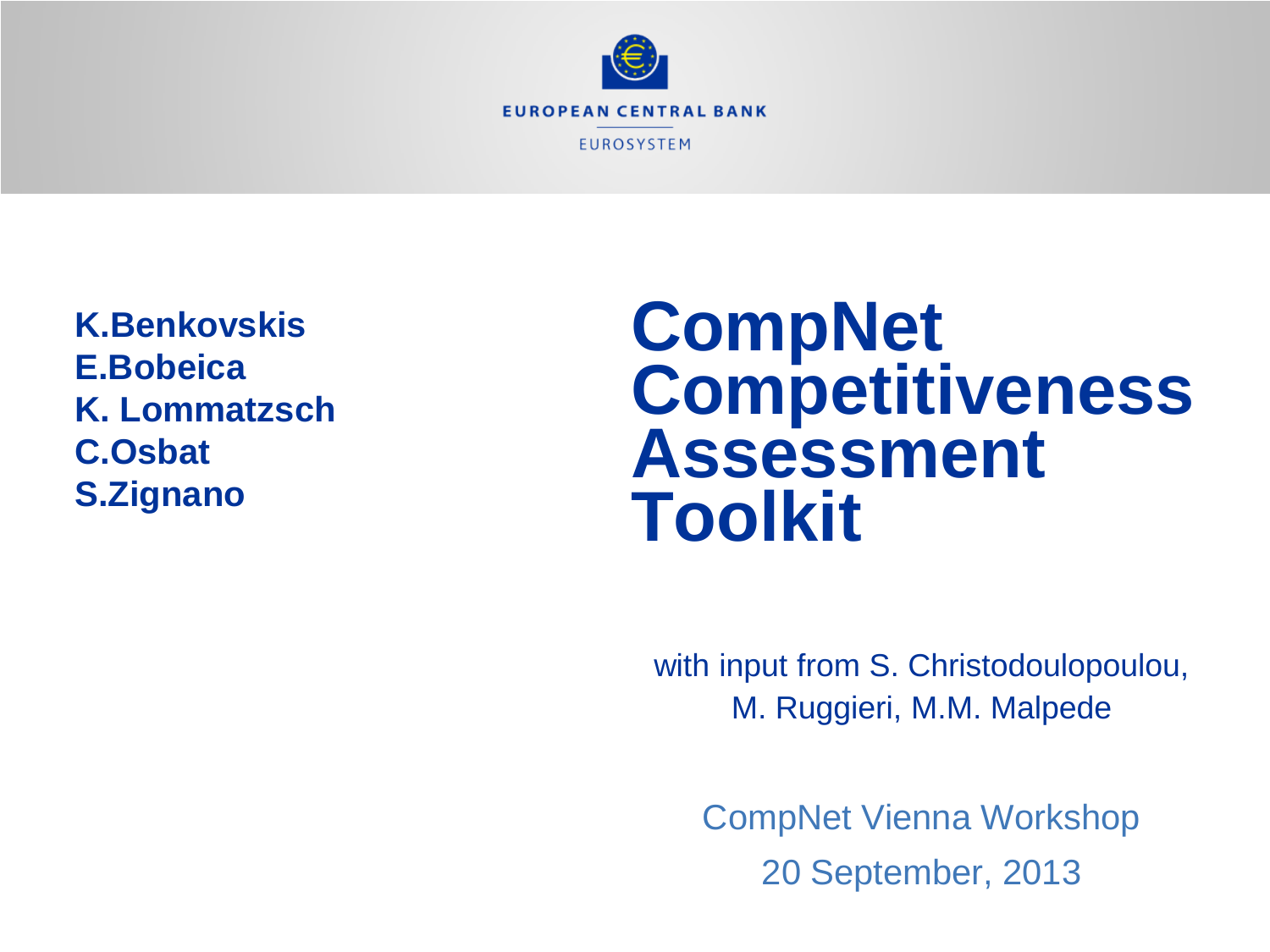EUROPEAN CENTRAL BANK

EUROSYSTEM

# CompNet Competitiveness Assessment Toolkit

**K.Benkovskis**
**E.Bobeica**
**K. Lommatzsch**
**C.Osbat**
**S.Zignano**

with input from S. Christodoulopoulou, M. Ruggieri, M.M. Malpede

CompNet Vienna Workshop

20 September, 2013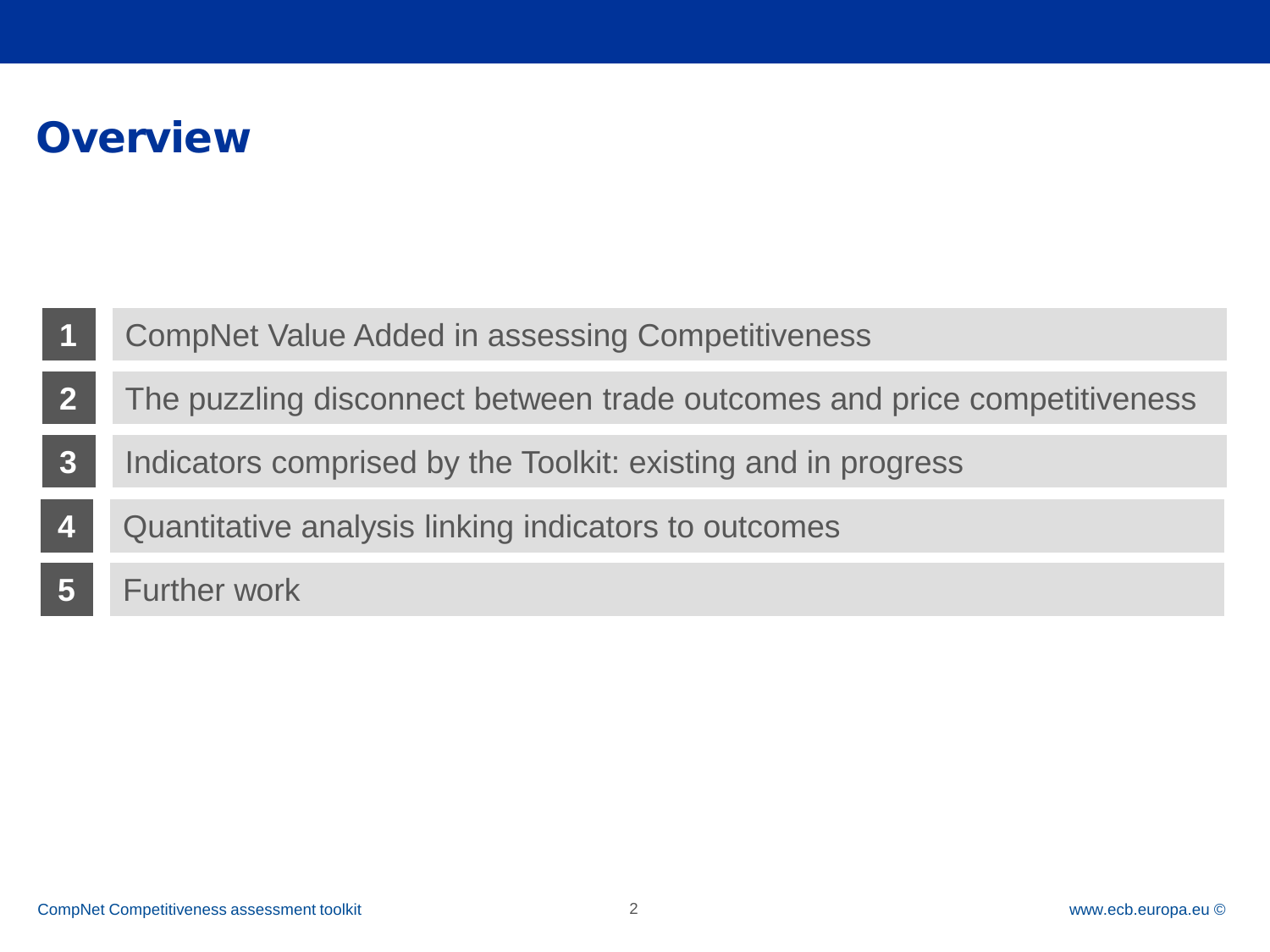# Overview

1. CompNet Value Added in assessing Competitiveness
2. The puzzling disconnect between trade outcomes and price competitiveness
3. Indicators comprised by the Toolkit: existing and in progress
4. Quantitative analysis linking indicators to outcomes
5. Further work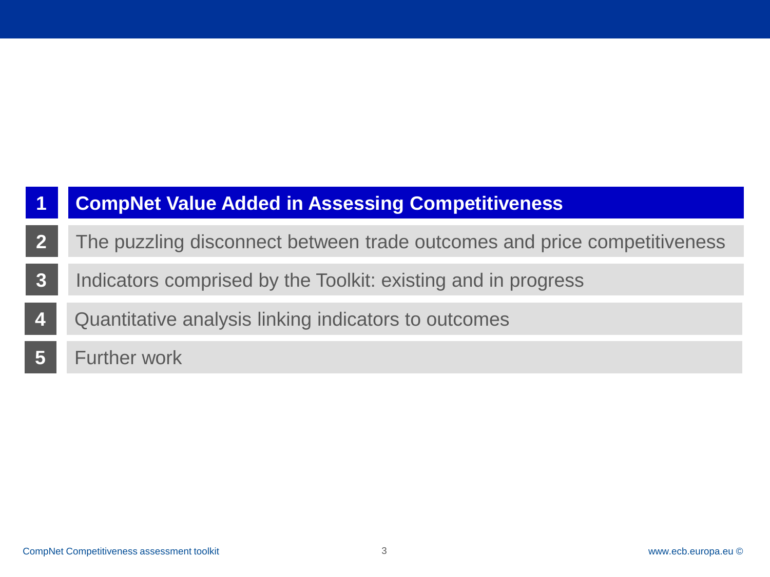1. **CompNet Value Added in Assessing Competitiveness**
2. The puzzling disconnect between trade outcomes and price competitiveness
3. Indicators comprised by the Toolkit: existing and in progress
4. Quantitative analysis linking indicators to outcomes
5. Further work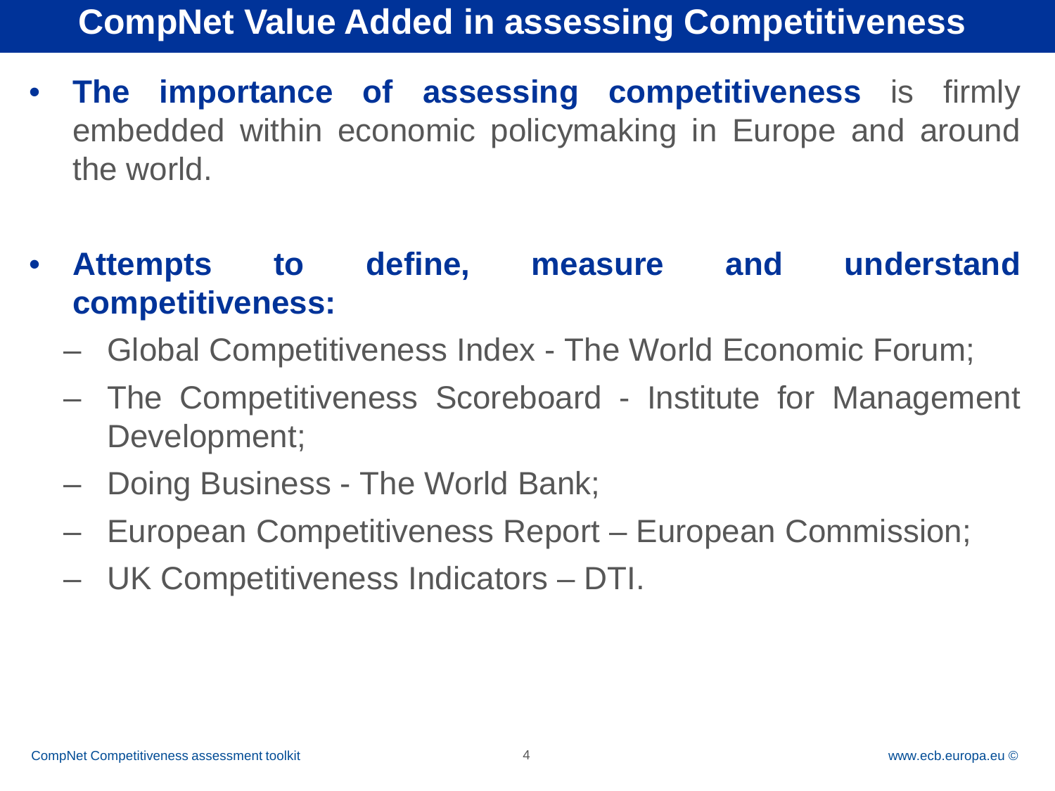# CompNet Value Added in assessing Competitiveness

- **The importance of assessing competitiveness** is firmly embedded within economic policymaking in Europe and around the world.

- **Attempts to define, measure and understand competitiveness:**
  - Global Competitiveness Index - The World Economic Forum;
  - The Competitiveness Scoreboard - Institute for Management Development;
  - Doing Business - The World Bank;
  - European Competitiveness Report – European Commission;
  - UK Competitiveness Indicators – DTI.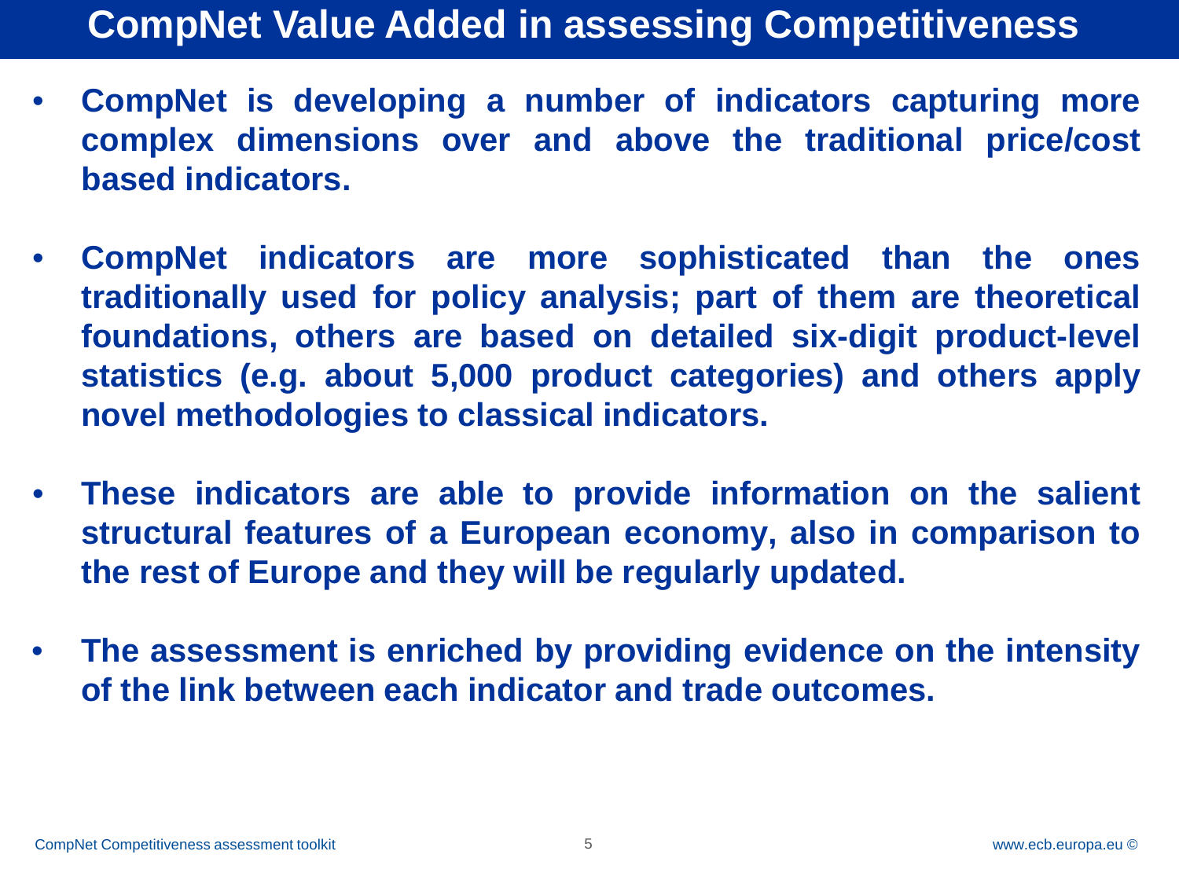# CompNet Value Added in assessing Competitiveness

- **CompNet is developing a number of indicators capturing more complex dimensions over and above the traditional price/cost based indicators.**

- **CompNet indicators are more sophisticated than the ones traditionally used for policy analysis; part of them are theoretical foundations, others are based on detailed six-digit product-level statistics (e.g. about 5,000 product categories) and others apply novel methodologies to classical indicators.**

- **These indicators are able to provide information on the salient structural features of a European economy, also in comparison to the rest of Europe and they will be regularly updated.**

- **The assessment is enriched by providing evidence on the intensity of the link between each indicator and trade outcomes.**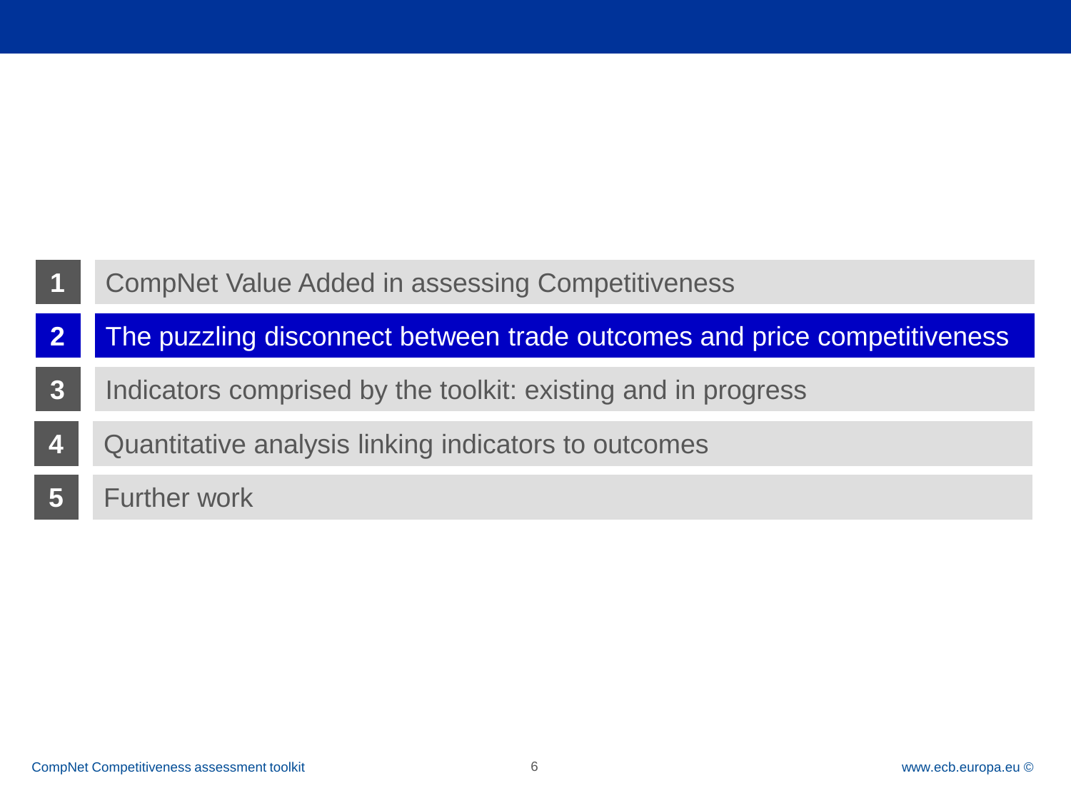1. CompNet Value Added in assessing Competitiveness
2. **The puzzling disconnect between trade outcomes and price competitiveness**
3. Indicators comprised by the toolkit: existing and in progress
4. Quantitative analysis linking indicators to outcomes
5. Further work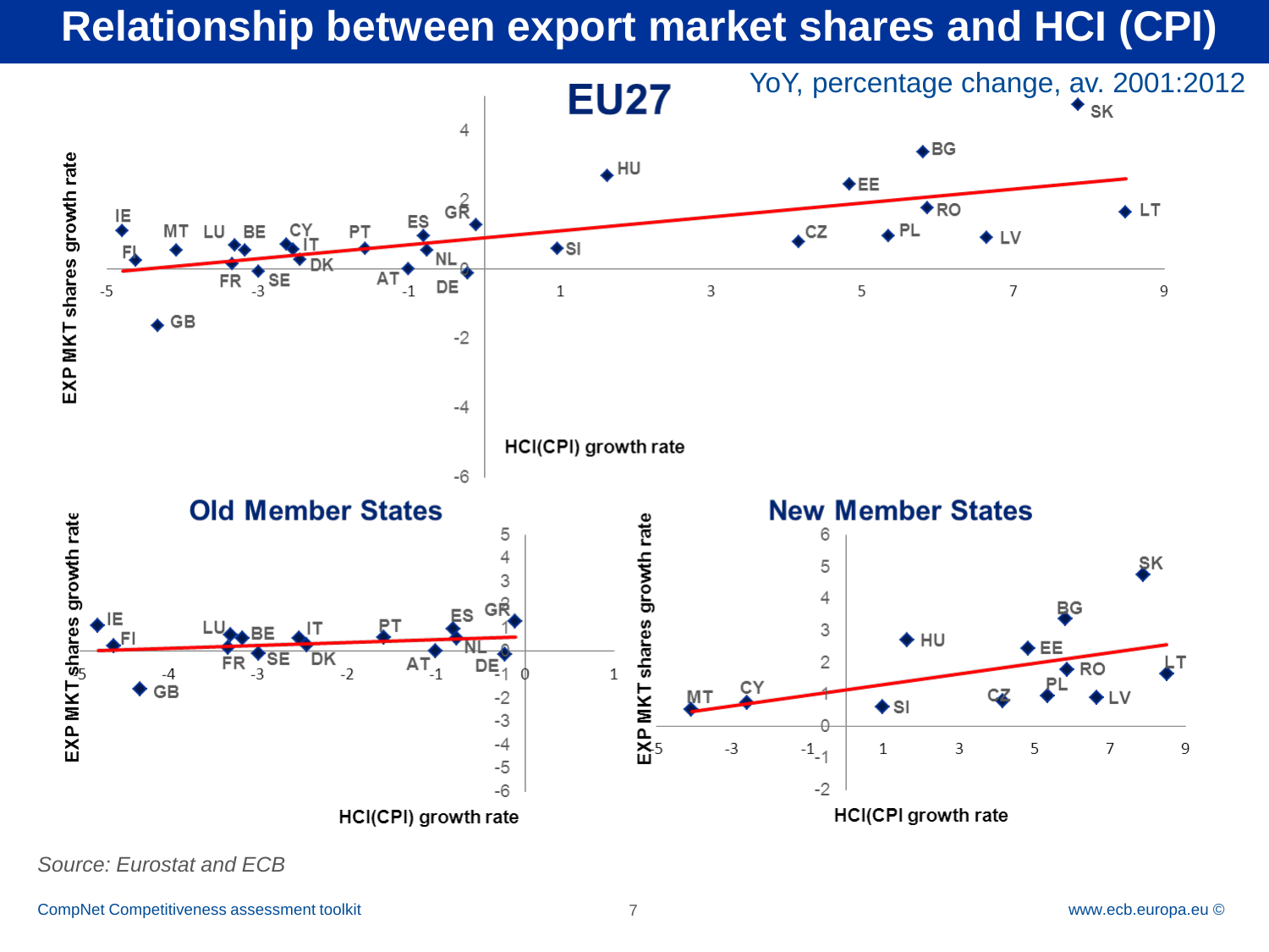# Relationship between export market shares and HCI (CPI)

YoY, percentage change, av. 2001:2012

**EU27**

EXP MKT shares growth rate

HCI(CPI) growth rate

**Old Member States**

EXP MKT shares growth rate

HCI(CPI) growth rate

**New Member States**

EXP MKT shares growth rate

HCI(CPI growth rate

*Source: Eurostat and ECB*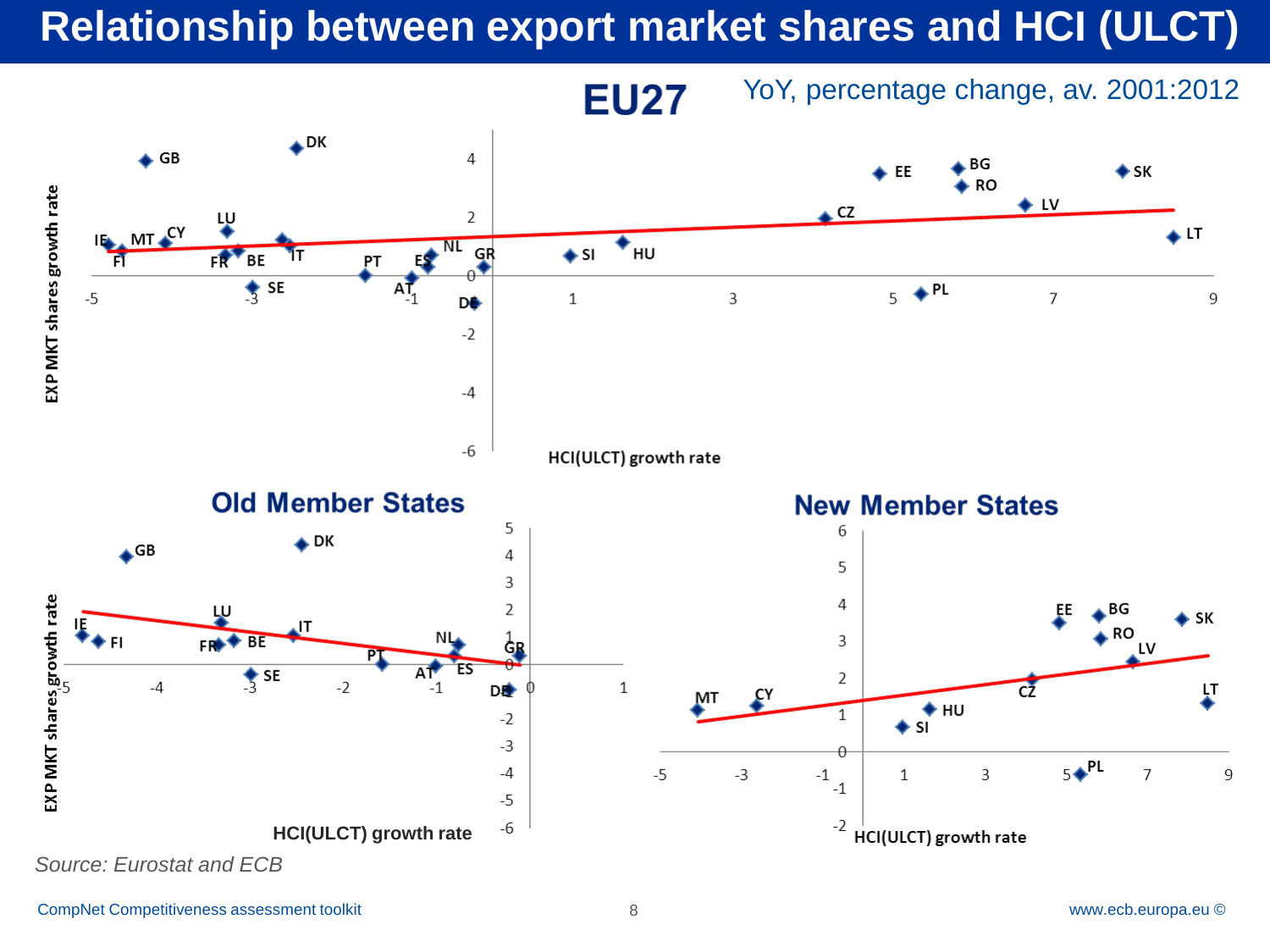# Relationship between export market shares and HCI (ULCT)

**EU27**

YoY, percentage change, av. 2001:2012

EXP MKT shares growth rate

HCI(ULCT) growth rate

GB, DK, IE, FI, MT, CY, LU, FR, BE, IT, SE, PT, AT, ES, NL, GR, DE, SI, HU, CZ, EE, BG, RO, LV, SK, LT, PL

**Old Member States**

EXP MKT shares growth rate

HCI(ULCT) growth rate

GB, DK, IE, FI, LU, FR, BE, IT, SE, PT, AT, NL, ES, GR, DE

**New Member States**

HCI(ULCT) growth rate

MT, CY, SI, HU, CZ, EE, BG, RO, LV, SK, LT, PL

*Source: Eurostat and ECB*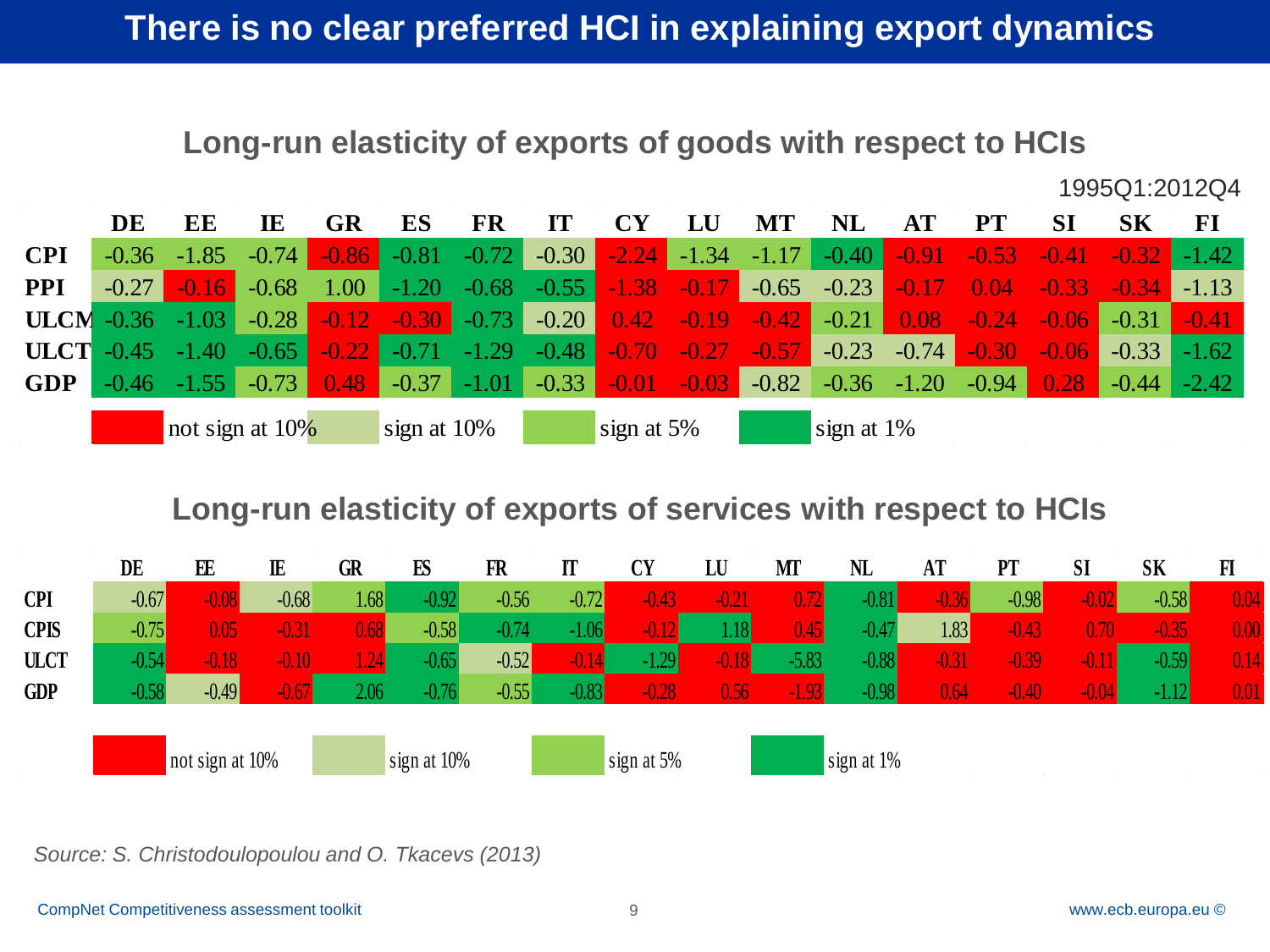# There is no clear preferred HCI in explaining export dynamics

## Long-run elasticity of exports of goods with respect to HCIs

1995Q1:2012Q4

| | DE | EE | IE | GR | ES | FR | IT | CY | LU | MT | NL | AT | PT | SI | SK | FI |
|---|---|---|---|---|---|---|---|---|---|---|---|---|---|---|---|---|
| CPI | -0.36 | -1.85 | -0.74 | -0.86 | -0.81 | -0.72 | -0.30 | -2.24 | -1.34 | -1.17 | -0.40 | -0.91 | -0.53 | -0.41 | -0.32 | -1.42 |
| PPI | -0.27 | -0.16 | -0.68 | 1.00 | -1.20 | -0.68 | -0.55 | -1.38 | -0.17 | -0.65 | -0.23 | -0.17 | 0.04 | -0.33 | -0.34 | -1.13 |
| ULCM | -0.36 | -1.03 | -0.28 | -0.12 | -0.30 | -0.73 | -0.20 | 0.42 | -0.19 | -0.42 | -0.21 | 0.08 | -0.24 | -0.06 | -0.31 | -0.41 |
| ULCT | -0.45 | -1.40 | -0.65 | -0.22 | -0.71 | -1.29 | -0.48 | -0.70 | -0.27 | -0.57 | -0.23 | -0.74 | -0.30 | -0.06 | -0.33 | -1.62 |
| GDP | -0.46 | -1.55 | -0.73 | 0.48 | -0.37 | -1.01 | -0.33 | -0.01 | -0.03 | -0.82 | -0.36 | -1.20 | -0.94 | 0.28 | -0.44 | -2.42 |

Legend: not sign at 10% | sign at 10% | sign at 5% | sign at 1%

## Long-run elasticity of exports of services with respect to HCIs

| | DE | EE | IE | GR | ES | FR | IT | CY | LU | MT | NL | AT | PT | SI | SK | FI |
|---|---|---|---|---|---|---|---|---|---|---|---|---|---|---|---|---|
| CPI | -0.67 | -0.08 | -0.68 | 1.68 | -0.92 | -0.56 | -0.72 | -0.43 | -0.21 | 0.72 | -0.81 | -0.36 | -0.98 | -0.02 | -0.58 | 0.04 |
| CPIS | -0.75 | 0.05 | -0.31 | 0.68 | -0.58 | -0.74 | -1.06 | -0.12 | 1.18 | 0.45 | -0.47 | 1.83 | -0.43 | 0.70 | -0.35 | 0.00 |
| ULCT | -0.54 | -0.18 | -0.10 | 1.24 | -0.65 | -0.52 | -0.14 | -1.29 | -0.18 | -5.83 | -0.88 | -0.31 | -0.39 | -0.11 | -0.59 | 0.14 |
| GDP | -0.58 | -0.49 | -0.67 | 2.06 | -0.76 | -0.55 | -0.83 | -0.28 | 0.56 | -1.93 | -0.98 | 0.64 | -0.40 | -0.04 | -1.12 | 0.01 |

Legend: not sign at 10% | sign at 10% | sign at 5% | sign at 1%

*Source: S. Christodoulopoulou and O. Tkacevs (2013)*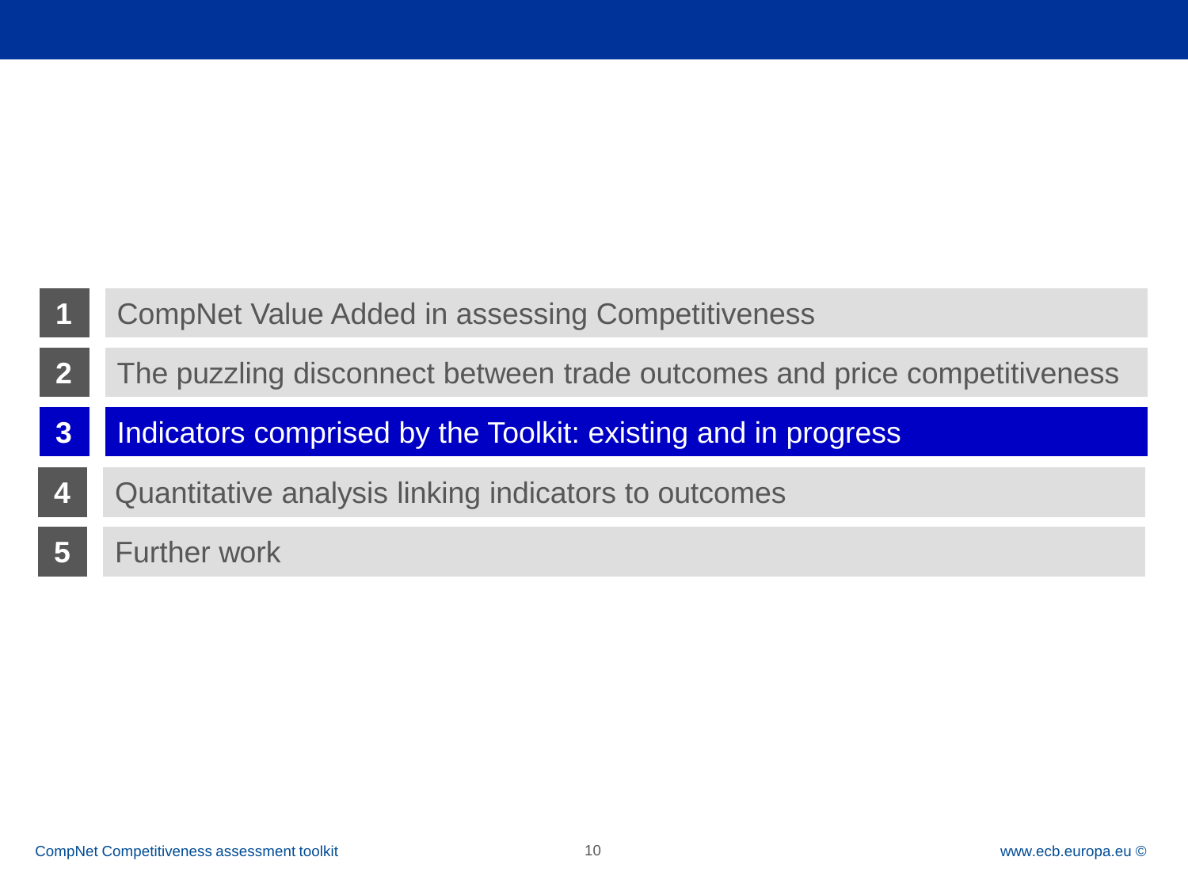1. CompNet Value Added in assessing Competitiveness
2. The puzzling disconnect between trade outcomes and price competitiveness
3. **Indicators comprised by the Toolkit: existing and in progress**
4. Quantitative analysis linking indicators to outcomes
5. Further work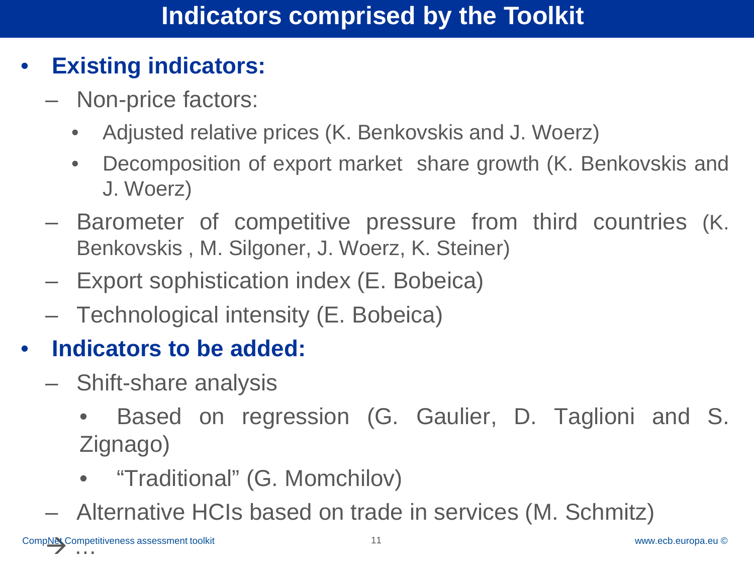# Indicators comprised by the Toolkit

- **Existing indicators:**
  - Non-price factors:
    - Adjusted relative prices (K. Benkovskis and J. Woerz)
    - Decomposition of export market share growth (K. Benkovskis and J. Woerz)
  - Barometer of competitive pressure from third countries (K. Benkovskis , M. Silgoner, J. Woerz, K. Steiner)
  - Export sophistication index (E. Bobeica)
  - Technological intensity (E. Bobeica)
- **Indicators to be added:**
  - Shift-share analysis
    - Based on regression (G. Gaulier, D. Taglioni and S. Zignago)
    - "Traditional" (G. Momchilov)
  - Alternative HCIs based on trade in services (M. Schmitz)

→ …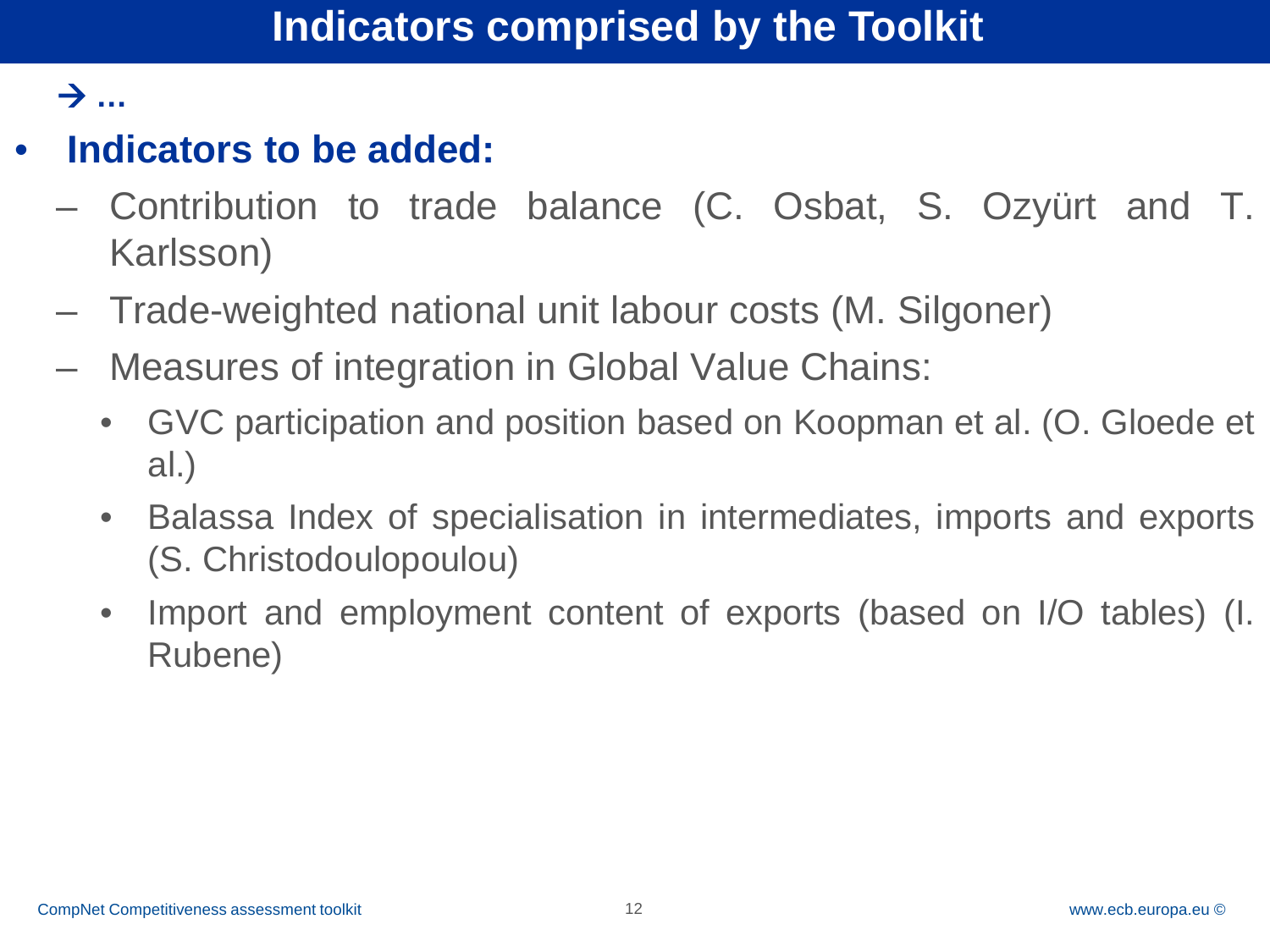# Indicators comprised by the Toolkit

→ …

- **Indicators to be added:**
  - Contribution to trade balance (C. Osbat, S. Ozyürt and T. Karlsson)
  - Trade-weighted national unit labour costs (M. Silgoner)
  - Measures of integration in Global Value Chains:
    - GVC participation and position based on Koopman et al. (O. Gloede et al.)
    - Balassa Index of specialisation in intermediates, imports and exports (S. Christodoulopoulou)
    - Import and employment content of exports (based on I/O tables) (I. Rubene)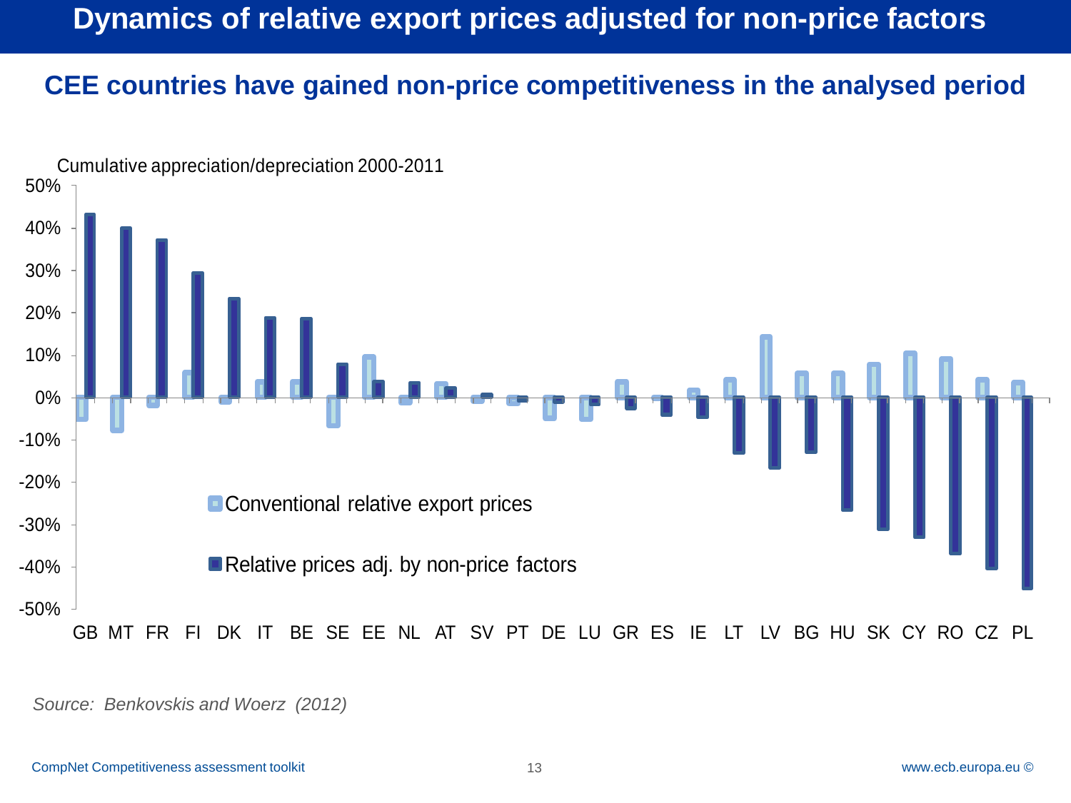# Dynamics of relative export prices adjusted for non-price factors

## CEE countries have gained non-price competitiveness in the analysed period

Cumulative appreciation/depreciation 2000-2011

| Country | Conventional relative export prices | Relative prices adj. by non-price factors |
|---|---|---|
| GB | -5% | 43% |
| MT | -7% | 40% |
| FR | -2% | 37% |
| FI | 6% | 29% |
| DK | -1% | 23% |
| IT | 4% | 19% |
| BE | 4% | 19% |
| SE | -6% | 8% |
| EE | 10% | 4% |
| NL | -1% | 3% |
| AT | 3% | 2% |
| SV | -1% | 1% |
| PT | -1% | -1% |
| DE | -5% | -1% |
| LU | -5% | -2% |
| GR | 4% | -3% |
| ES | 0% | -4% |
| IE | 2% | -5% |
| LT | 4% | -13% |
| LV | 14% | -17% |
| BG | 6% | -13% |
| HU | 6% | -27% |
| SK | 8% | -31% |
| CY | 10% | -33% |
| RO | 9% | -37% |
| CZ | 4% | -40% |
| PL | 4% | -45% |

*Source: Benkovskis and Woerz (2012)*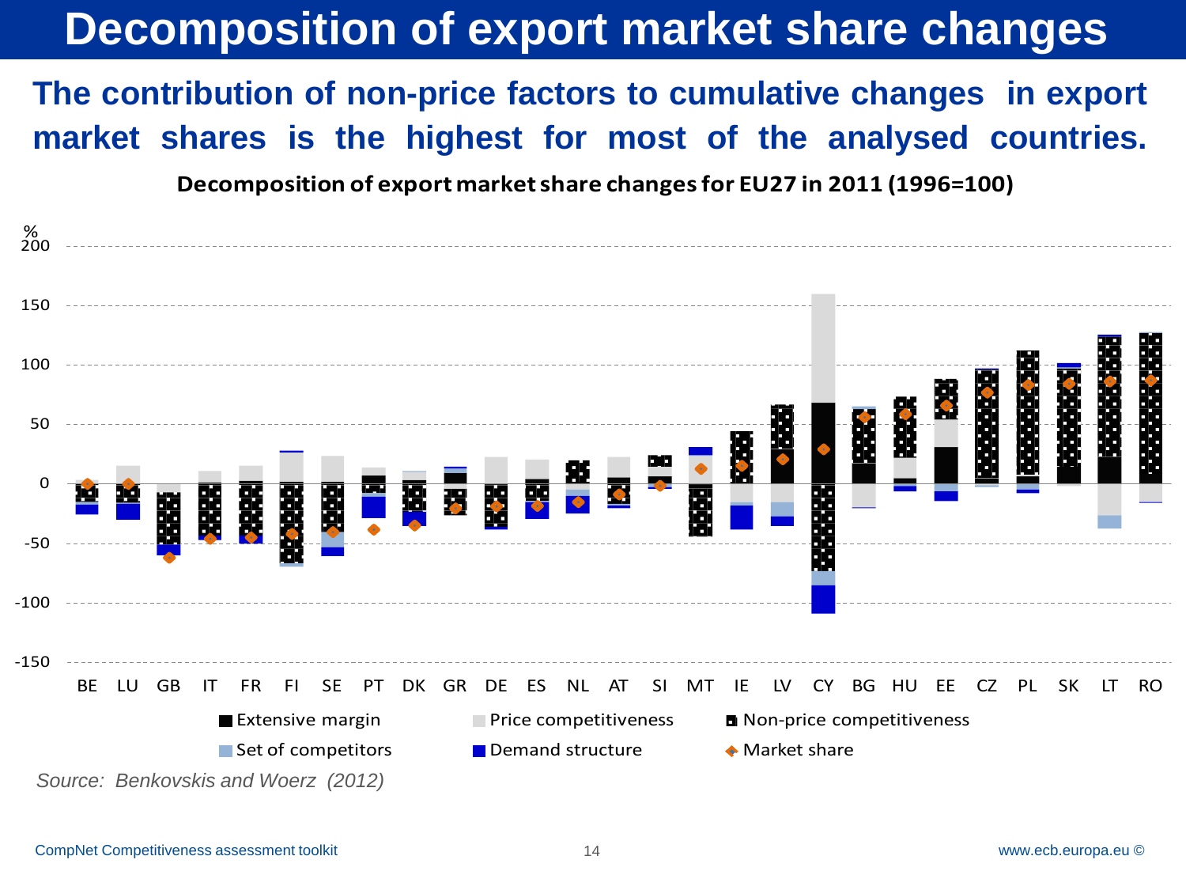# Decomposition of export market share changes

## The contribution of non-price factors to cumulative changes in export market shares is the highest for most of the analysed countries.

**Decomposition of export market share changes for EU27 in 2011 (1996=100)**

%

200

150

100

50

0

-50

-100

-150

BE LU GB IT FR FI SE PT DK GR DE ES NL AT SI MT IE LV CY BG HU EE CZ PL SK LT RO

Extensive margin | Price competitiveness | Non-price competitiveness

Set of competitors | Demand structure | Market share

*Source: Benkovskis and Woerz (2012)*

CompNet Competitiveness assessment toolkit

www.ecb.europa.eu ©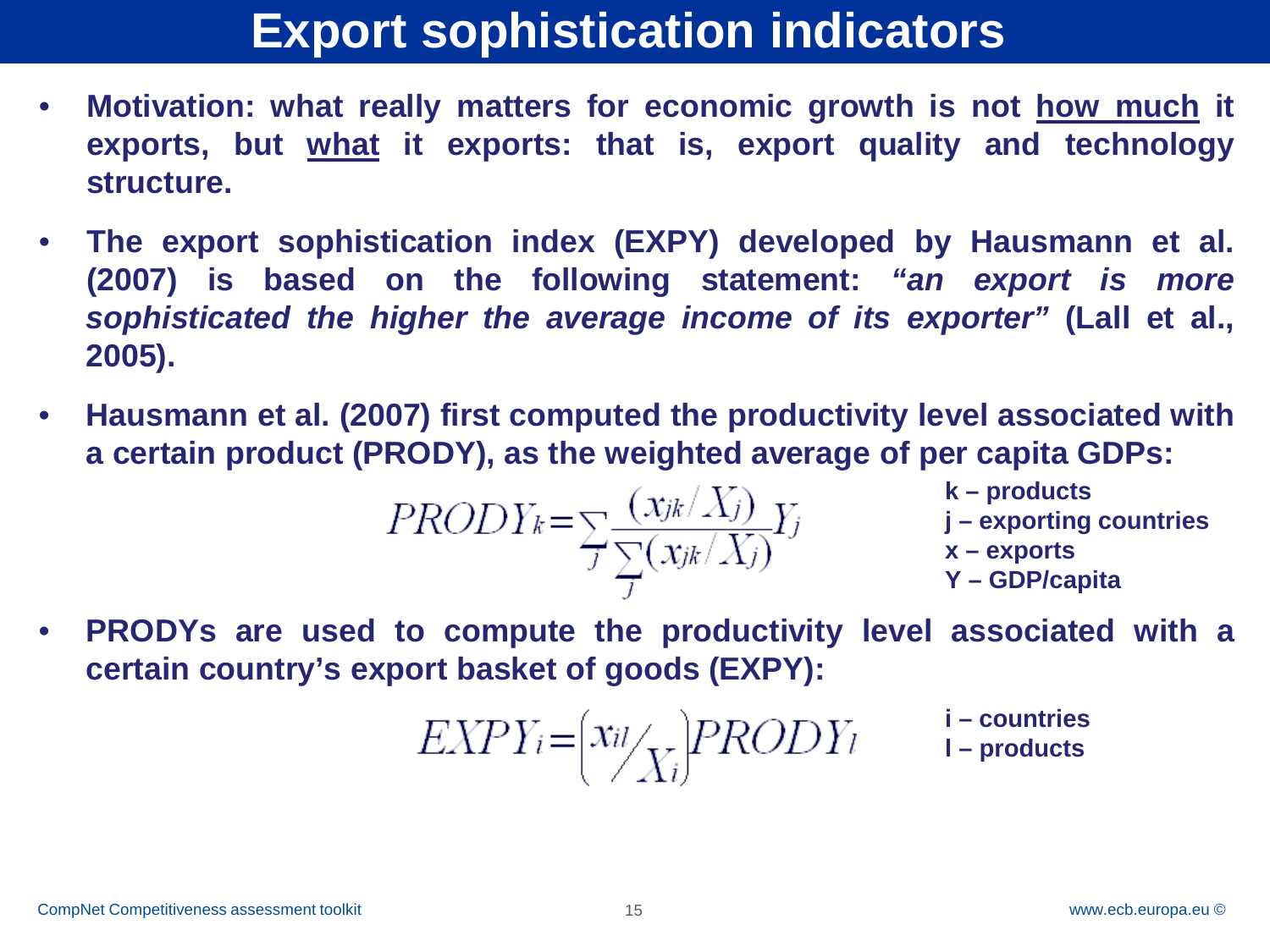# Export sophistication indicators

- **Motivation: what really matters for economic growth is not <u>how much</u> it exports, but <u>what</u> it exports: that is, export quality and technology structure.**
- **The export sophistication index (EXPY) developed by Hausmann et al. (2007) is based on the following statement: *"an export is more sophisticated the higher the average income of its exporter"* (Lall et al., 2005).**
- **Hausmann et al. (2007) first computed the productivity level associated with a certain product (PRODY), as the weighted average of per capita GDPs:**

$$PRODY_k = \sum_j \frac{(x_{jk}/X_j)}{\sum_j (x_{jk}/X_j)} Y_j$$

**k – products**
**j – exporting countries**
**x – exports**
**Y – GDP/capita**

- **PRODYs are used to compute the productivity level associated with a certain country's export basket of goods (EXPY):**

$$EXPY_i = \left( x_{il} / X_i \right) PRODY_l$$

**i – countries**
**l – products**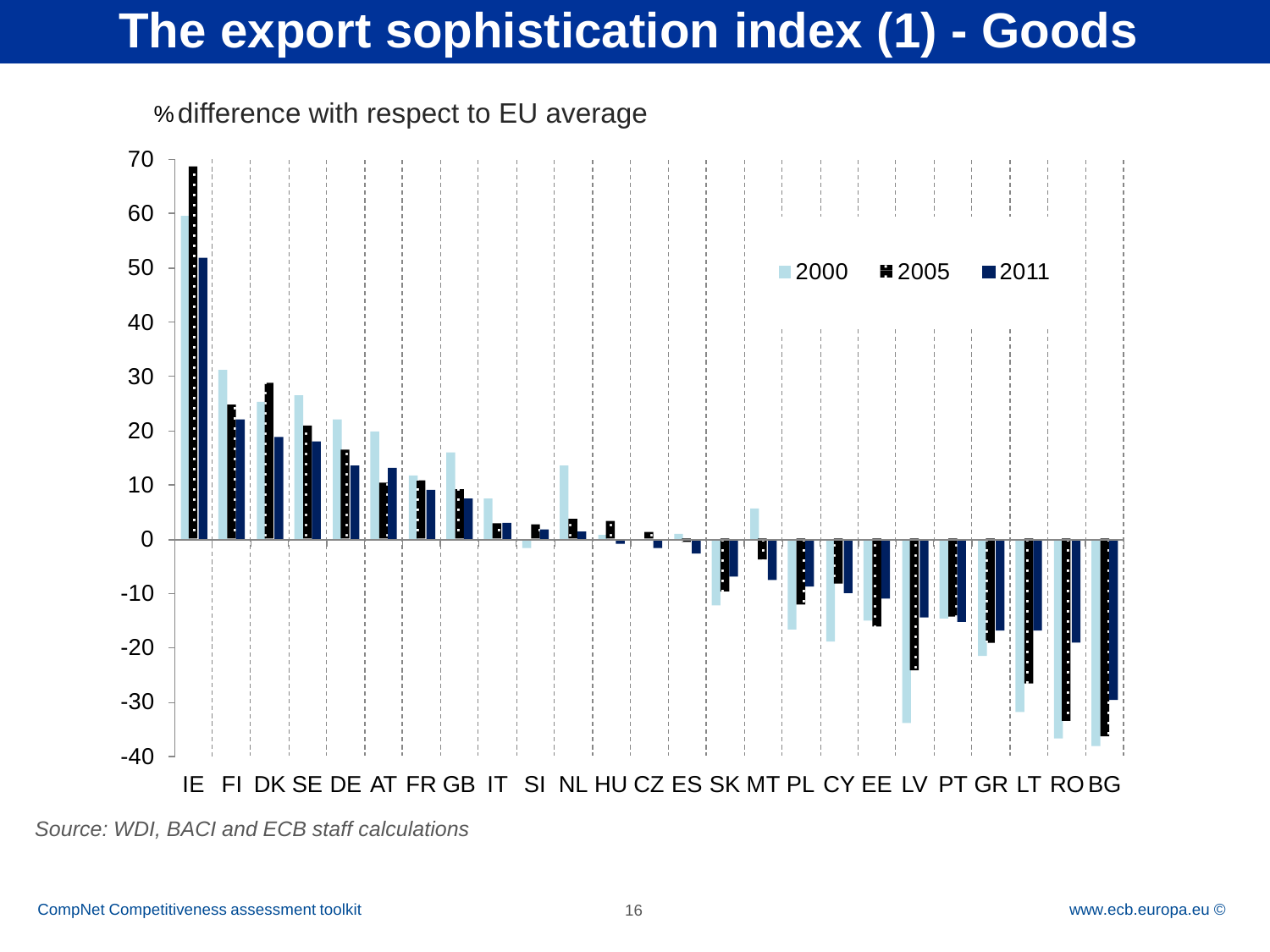# The export sophistication index (1) - Goods

% difference with respect to EU average

Legend: 2000, 2005, 2011

Countries: IE, FI, DK, SE, DE, AT, FR, GB, IT, SI, NL, HU, CZ, ES, SK, MT, PL, CY, EE, LV, PT, GR, LT, RO, BG

*Source: WDI, BACI and ECB staff calculations*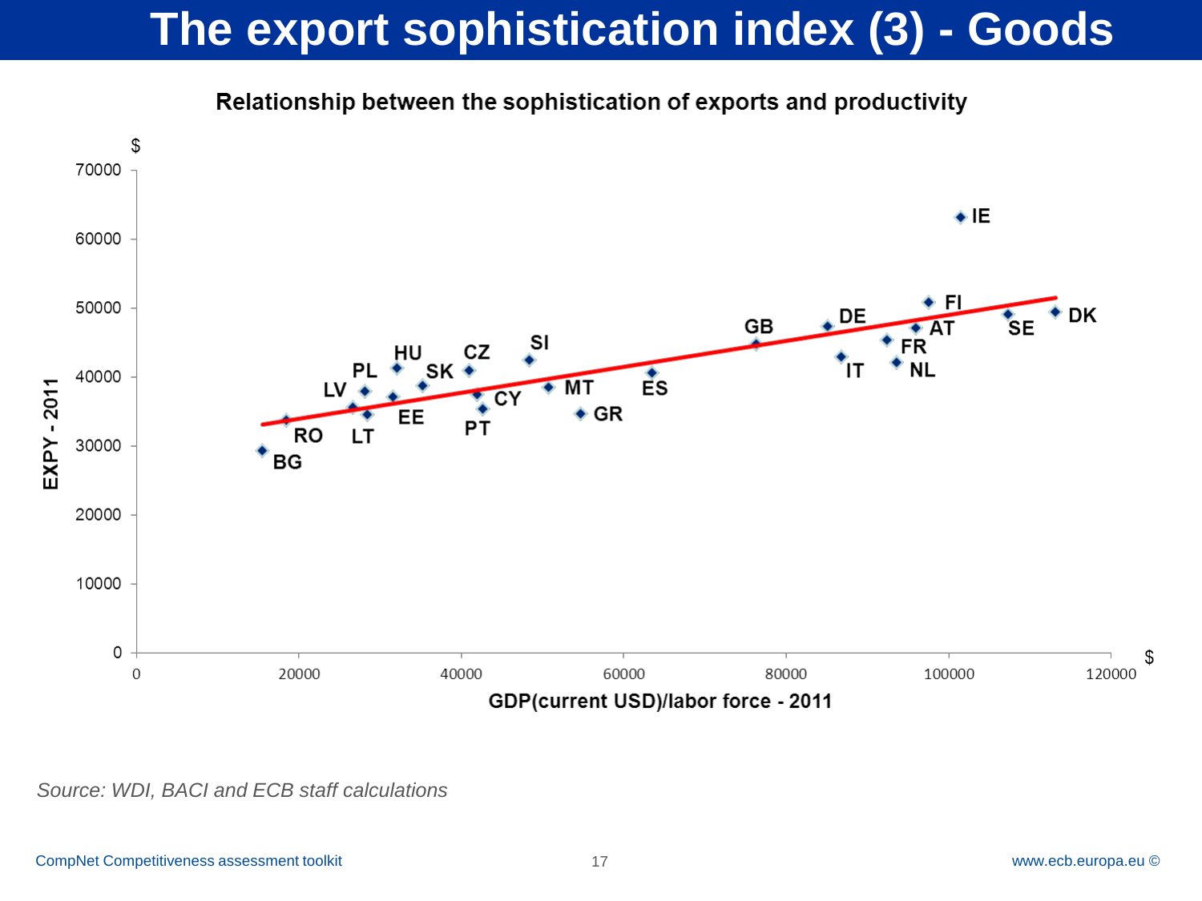# The export sophistication index (3) - Goods

**Relationship between the sophistication of exports and productivity**

$

70000
60000
50000
40000
30000
20000
10000
0

EXPY - 2011

IE, FI, DE, GB, AT, SE, DK, FR, IT, NL, SI, HU, CZ, PL, SK, LV, CY, MT, ES, EE, GR, RO, LT, PT, BG

0 20000 40000 60000 80000 100000 120000 $

GDP(current USD)/labor force - 2011

*Source: WDI, BACI and ECB staff calculations*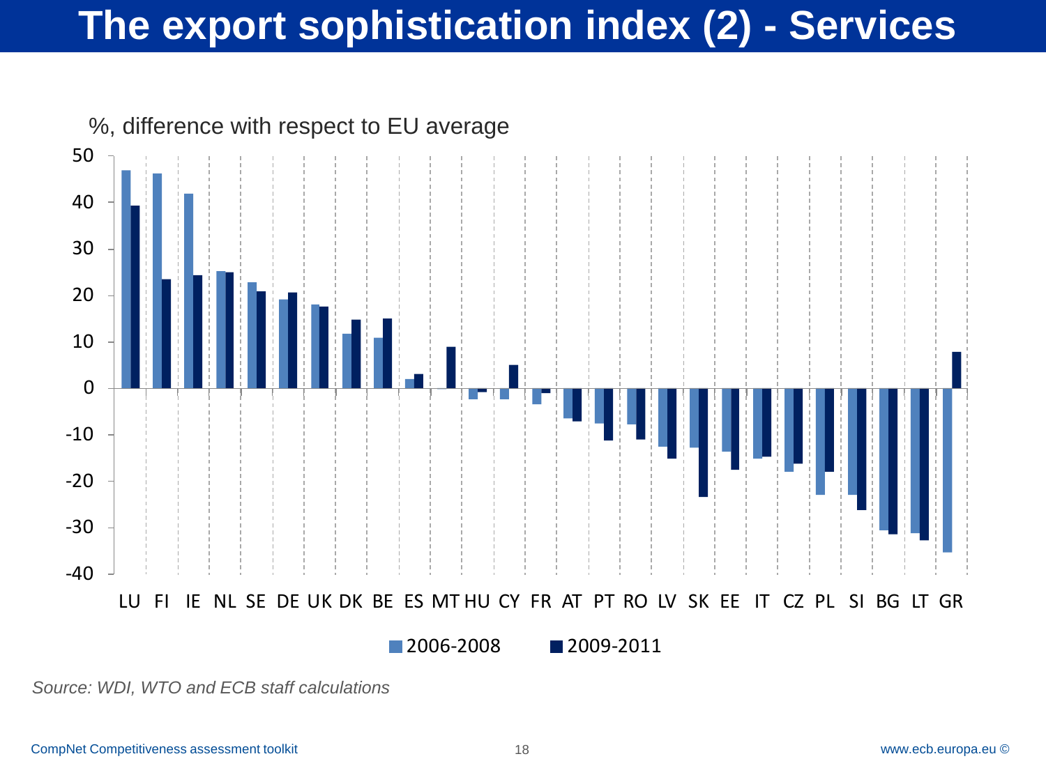# The export sophistication index (2) - Services

%, difference with respect to EU average

| Country | 2006-2008 | 2009-2011 |
|---|---|---|
| LU | 47 | 39 |
| FI | 46 | 23.5 |
| IE | 42 | 24.5 |
| NL | 25 | 25 |
| SE | 23 | 21 |
| DE | 19 | 20.5 |
| UK | 18 | 17.5 |
| DK | 12 | 15 |
| BE | 11 | 15 |
| ES | 2 | 3 |
| MT | 0 | 9 |
| HU | -2 | -1 |
| CY | -2 | 5 |
| FR | -3.5 | -1 |
| AT | -6.5 | -7 |
| PT | -7.5 | -11 |
| RO | -8 | -11 |
| LV | -12.5 | -15 |
| SK | -13 | -23.5 |
| EE | -14 | -17.5 |
| IT | -15 | -15 |
| CZ | -18 | -16 |
| PL | -23 | -18 |
| SI | -23 | -26 |
| BG | -30.5 | -31.5 |
| LT | -31 | -33 |
| GR | -35.5 | 8 |

*Source: WDI, WTO and ECB staff calculations*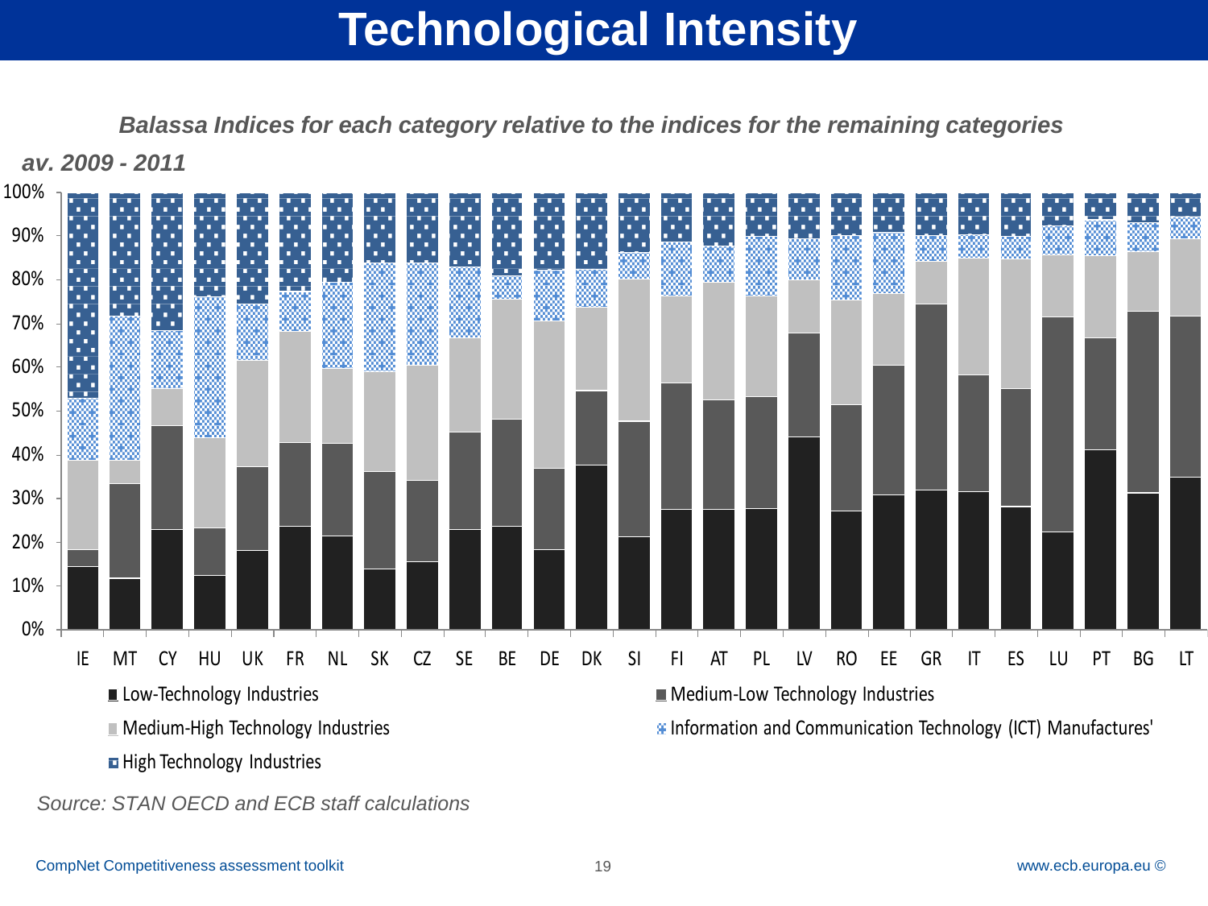# Technological Intensity

***Balassa Indices for each category relative to the indices for the remaining categories***

***av. 2009 - 2011***

Countries (x-axis): IE, MT, CY, HU, UK, FR, NL, SK, CZ, SE, BE, DE, DK, SI, FI, AT, PL, LV, RO, EE, GR, IT, ES, LU, PT, BG, LT

Y-axis: 0% – 100%

Legend:
- Low-Technology Industries
- Medium-Low Technology Industries
- Medium-High Technology Industries
- Information and Communication Technology (ICT) Manufactures'
- High Technology Industries

*Source: STAN OECD and ECB staff calculations*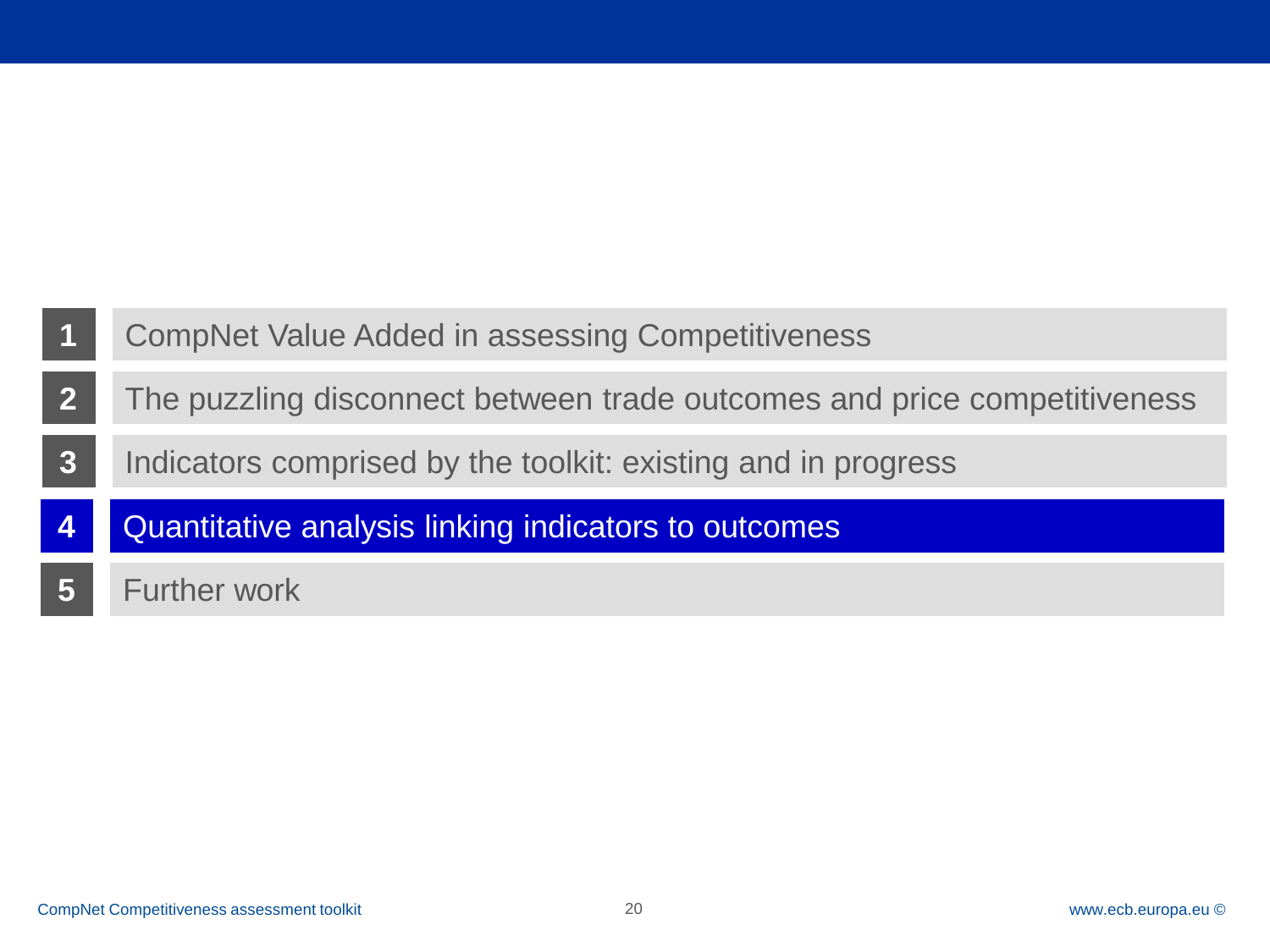1. CompNet Value Added in assessing Competitiveness
2. The puzzling disconnect between trade outcomes and price competitiveness
3. Indicators comprised by the toolkit: existing and in progress
4. **Quantitative analysis linking indicators to outcomes**
5. Further work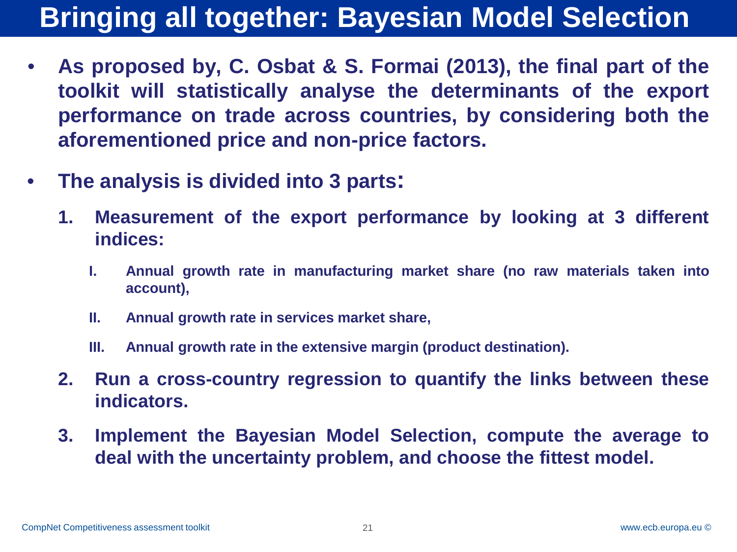# Bringing all together: Bayesian Model Selection

- **As proposed by, C. Osbat & S. Formai (2013), the final part of the toolkit will statistically analyse the determinants of the export performance on trade across countries, by considering both the aforementioned price and non-price factors.**

- **The analysis is divided into 3 parts:**

  1. **Measurement of the export performance by looking at 3 different indices:**

     I. **Annual growth rate in manufacturing market share (no raw materials taken into account),**

     II. **Annual growth rate in services market share,**

     III. **Annual growth rate in the extensive margin (product destination).**

  2. **Run a cross-country regression to quantify the links between these indicators.**

  3. **Implement the Bayesian Model Selection, compute the average to deal with the uncertainty problem, and choose the fittest model.**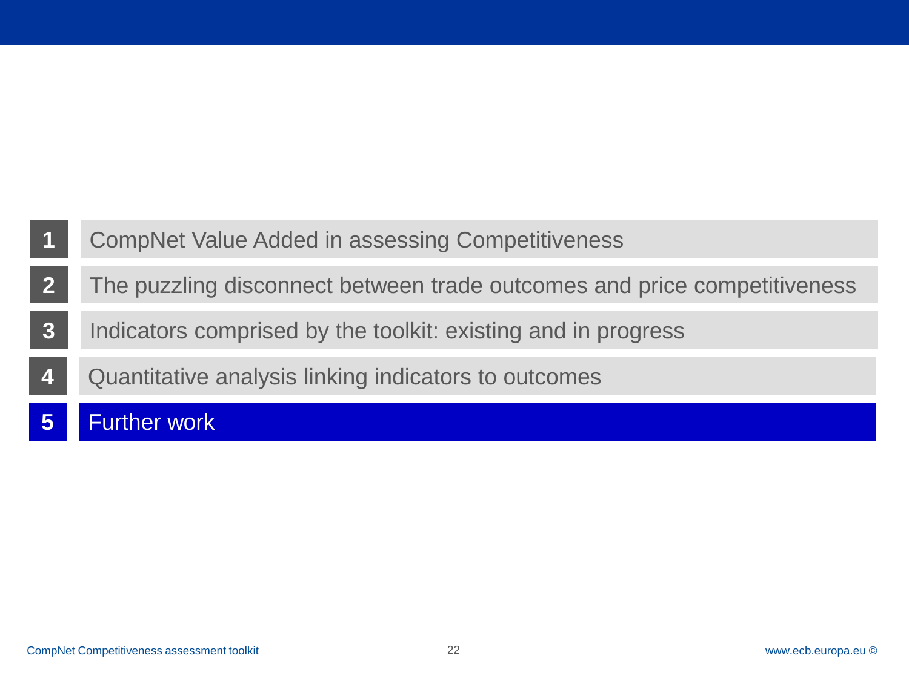1. CompNet Value Added in assessing Competitiveness
2. The puzzling disconnect between trade outcomes and price competitiveness
3. Indicators comprised by the toolkit: existing and in progress
4. Quantitative analysis linking indicators to outcomes
5. **Further work**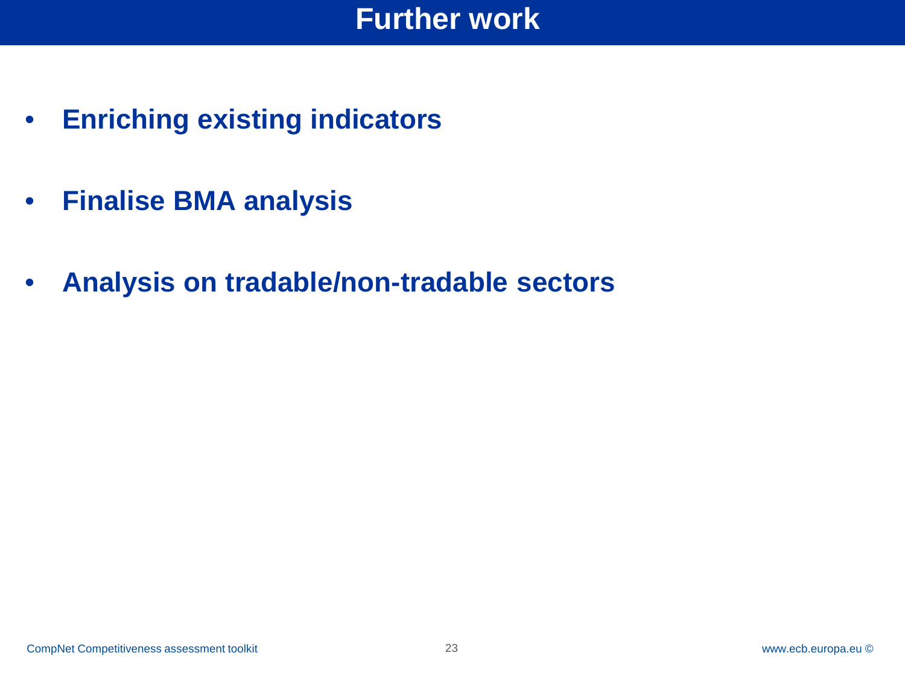# Further work

- **Enriching existing indicators**
- **Finalise BMA analysis**
- **Analysis on tradable/non-tradable sectors**